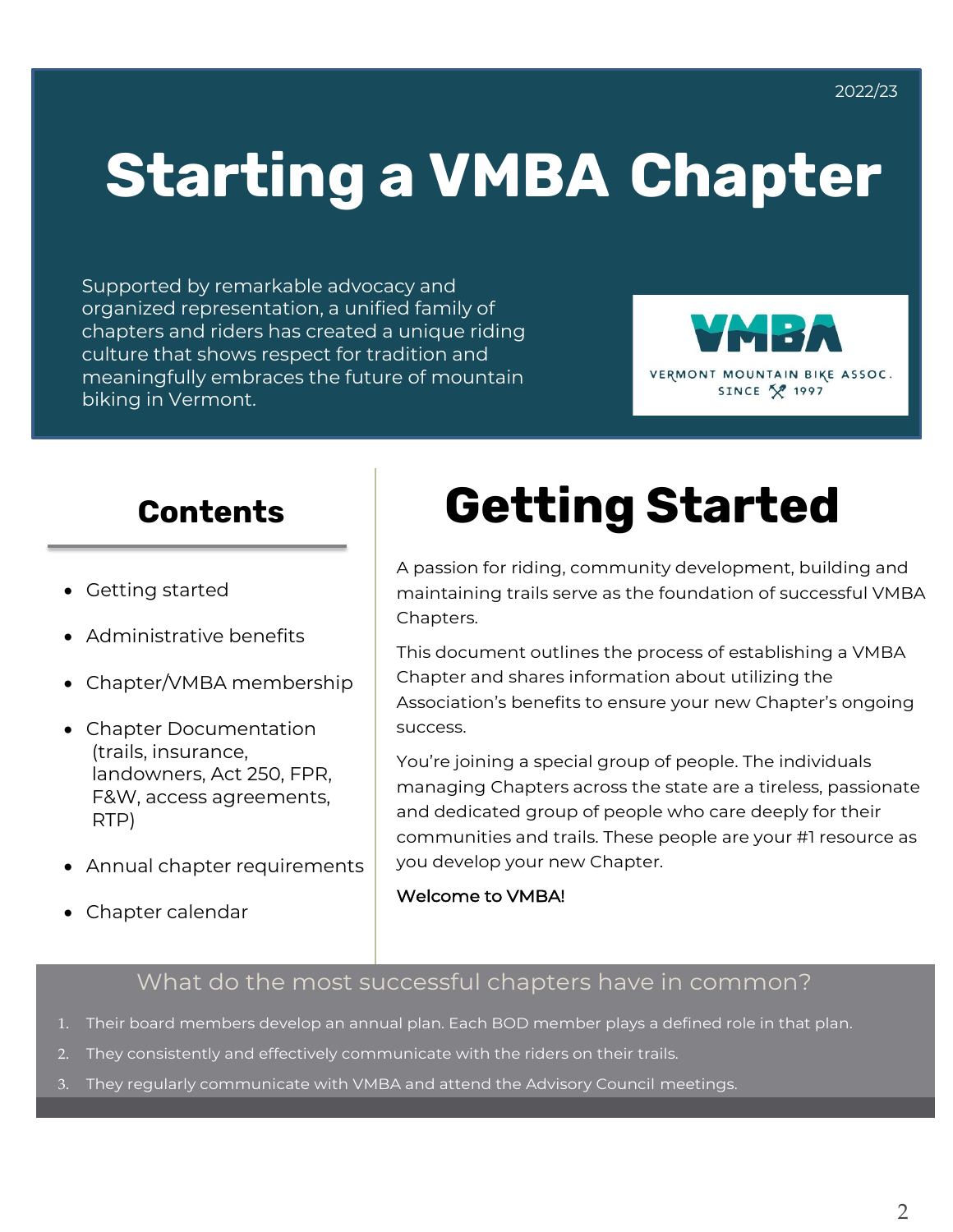2022/23

# Starting a VMBA Chapter

Supported by remarkable advocacy and organized representation, a unified family of chapters and riders has created a unique riding culture that shows respect for tradition and meaningfully embraces the future of mountain biking in Vermont.

VMBA
VERMONT MOUNTAIN BIKE ASSOC.
SINCE 1997

## Contents

- Getting started
- Administrative benefits
- Chapter/VMBA membership
- Chapter Documentation (trails, insurance, landowners, Act 250, FPR, F&W, access agreements, RTP)
- Annual chapter requirements
- Chapter calendar

# Getting Started

A passion for riding, community development, building and maintaining trails serve as the foundation of successful VMBA Chapters.

This document outlines the process of establishing a VMBA Chapter and shares information about utilizing the Association's benefits to ensure your new Chapter's ongoing success.

You're joining a special group of people. The individuals managing Chapters across the state are a tireless, passionate and dedicated group of people who care deeply for their communities and trails. These people are your #1 resource as you develop your new Chapter.

Welcome to VMBA!

### What do the most successful chapters have in common?

1. Their board members develop an annual plan. Each BOD member plays a defined role in that plan.
2. They consistently and effectively communicate with the riders on their trails.
3. They regularly communicate with VMBA and attend the Advisory Council meetings.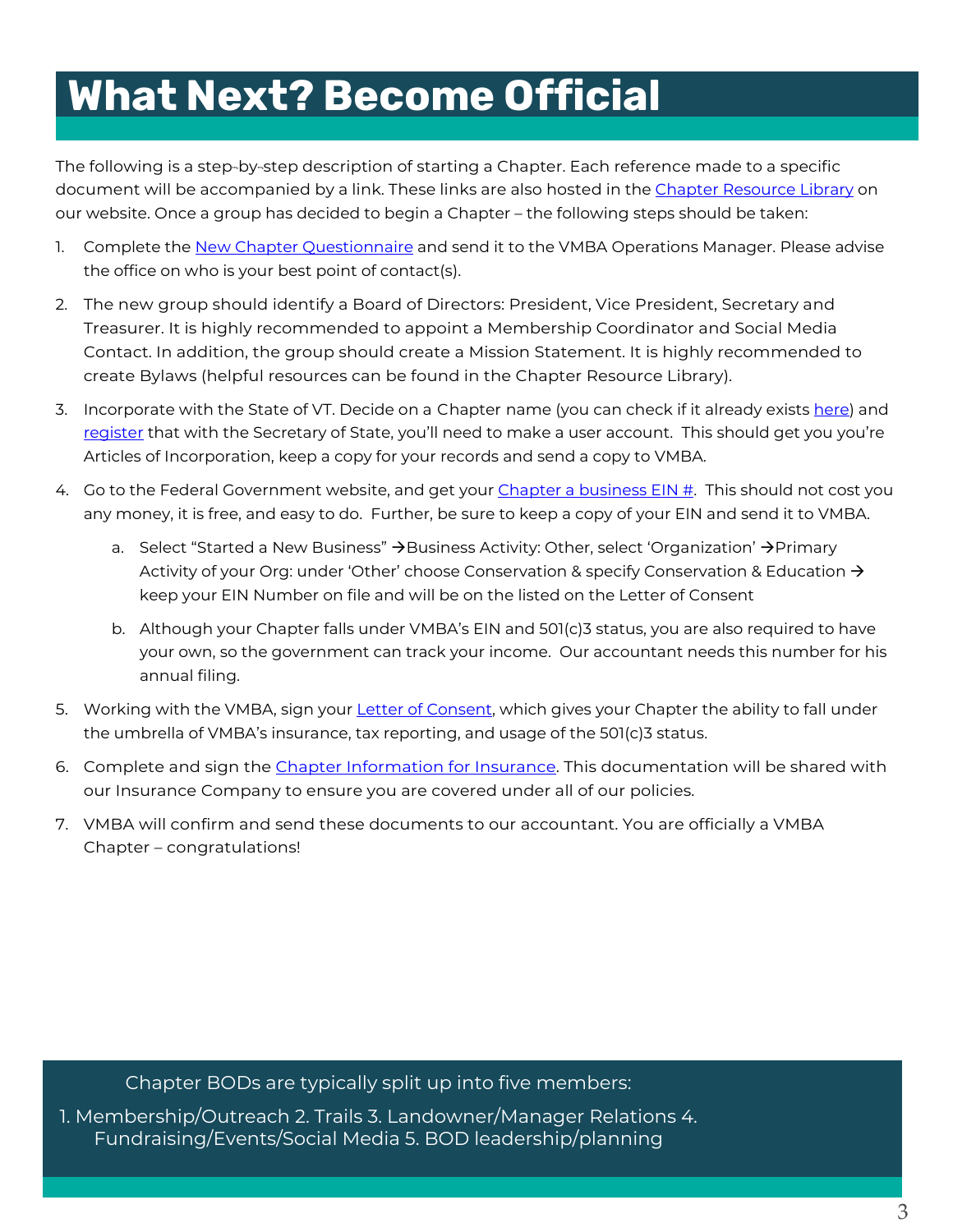# What Next? Become Official

The following is a step-by-step description of starting a Chapter. Each reference made to a specific document will be accompanied by a link. These links are also hosted in the Chapter Resource Library on our website. Once a group has decided to begin a Chapter – the following steps should be taken:

1. Complete the New Chapter Questionnaire and send it to the VMBA Operations Manager. Please advise the office on who is your best point of contact(s).
2. The new group should identify a Board of Directors: President, Vice President, Secretary and Treasurer. It is highly recommended to appoint a Membership Coordinator and Social Media Contact. In addition, the group should create a Mission Statement. It is highly recommended to create Bylaws (helpful resources can be found in the Chapter Resource Library).
3. Incorporate with the State of VT. Decide on a Chapter name (you can check if it already exists here) and register that with the Secretary of State, you'll need to make a user account. This should get you you're Articles of Incorporation, keep a copy for your records and send a copy to VMBA.
4. Go to the Federal Government website, and get your Chapter a business EIN #. This should not cost you any money, it is free, and easy to do. Further, be sure to keep a copy of your EIN and send it to VMBA.
   a. Select "Started a New Business" → Business Activity: Other, select 'Organization' → Primary Activity of your Org: under 'Other' choose Conservation & specify Conservation & Education → keep your EIN Number on file and will be on the listed on the Letter of Consent
   b. Although your Chapter falls under VMBA's EIN and 501(c)3 status, you are also required to have your own, so the government can track your income. Our accountant needs this number for his annual filing.
5. Working with the VMBA, sign your Letter of Consent, which gives your Chapter the ability to fall under the umbrella of VMBA's insurance, tax reporting, and usage of the 501(c)3 status.
6. Complete and sign the Chapter Information for Insurance. This documentation will be shared with our Insurance Company to ensure you are covered under all of our policies.
7. VMBA will confirm and send these documents to our accountant. You are officially a VMBA Chapter – congratulations!

Chapter BODs are typically split up into five members:

1. Membership/Outreach 2. Trails 3. Landowner/Manager Relations 4. Fundraising/Events/Social Media 5. BOD leadership/planning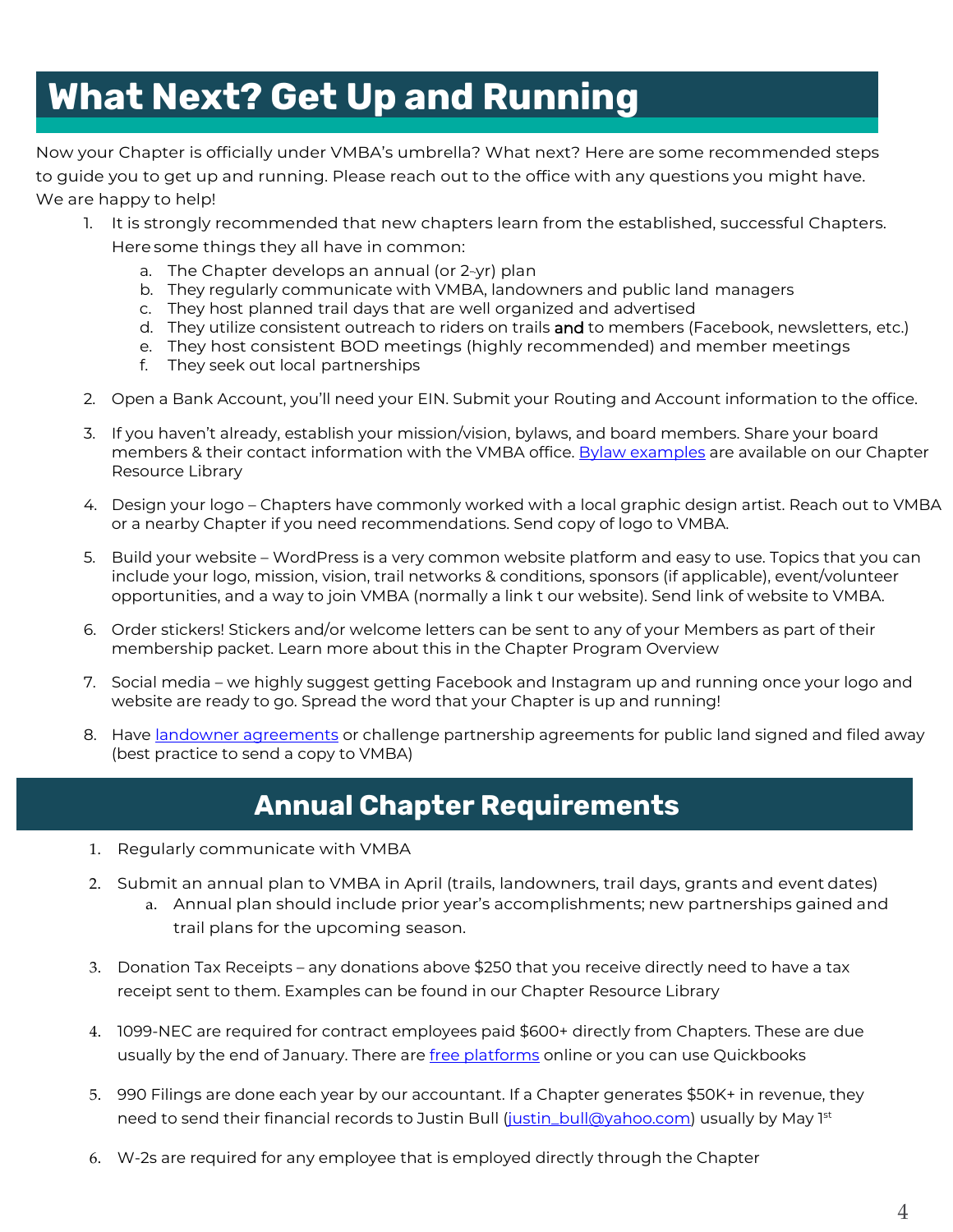# What Next? Get Up and Running

Now your Chapter is officially under VMBA's umbrella? What next? Here are some recommended steps to guide you to get up and running. Please reach out to the office with any questions you might have. We are happy to help!

1. It is strongly recommended that new chapters learn from the established, successful Chapters. Here some things they all have in common:
   a. The Chapter develops an annual (or 2-yr) plan
   b. They regularly communicate with VMBA, landowners and public land managers
   c. They host planned trail days that are well organized and advertised
   d. They utilize consistent outreach to riders on trails and to members (Facebook, newsletters, etc.)
   e. They host consistent BOD meetings (highly recommended) and member meetings
   f. They seek out local partnerships

2. Open a Bank Account, you'll need your EIN. Submit your Routing and Account information to the office.

3. If you haven't already, establish your mission/vision, bylaws, and board members. Share your board members & their contact information with the VMBA office. [Bylaw examples] are available on our Chapter Resource Library

4. Design your logo – Chapters have commonly worked with a local graphic design artist. Reach out to VMBA or a nearby Chapter if you need recommendations. Send copy of logo to VMBA.

5. Build your website – WordPress is a very common website platform and easy to use. Topics that you can include your logo, mission, vision, trail networks & conditions, sponsors (if applicable), event/volunteer opportunities, and a way to join VMBA (normally a link t our website). Send link of website to VMBA.

6. Order stickers! Stickers and/or welcome letters can be sent to any of your Members as part of their membership packet. Learn more about this in the Chapter Program Overview

7. Social media – we highly suggest getting Facebook and Instagram up and running once your logo and website are ready to go. Spread the word that your Chapter is up and running!

8. Have [landowner agreements] or challenge partnership agreements for public land signed and filed away (best practice to send a copy to VMBA)

## Annual Chapter Requirements

1. Regularly communicate with VMBA

2. Submit an annual plan to VMBA in April (trails, landowners, trail days, grants and event dates)
   a. Annual plan should include prior year's accomplishments; new partnerships gained and trail plans for the upcoming season.

3. Donation Tax Receipts – any donations above $250 that you receive directly need to have a tax receipt sent to them. Examples can be found in our Chapter Resource Library

4. 1099-NEC are required for contract employees paid $600+ directly from Chapters. These are due usually by the end of January. There are [free platforms] online or you can use Quickbooks

5. 990 Filings are done each year by our accountant. If a Chapter generates $50K+ in revenue, they need to send their financial records to Justin Bull (justin_bull@yahoo.com) usually by May 1st

6. W-2s are required for any employee that is employed directly through the Chapter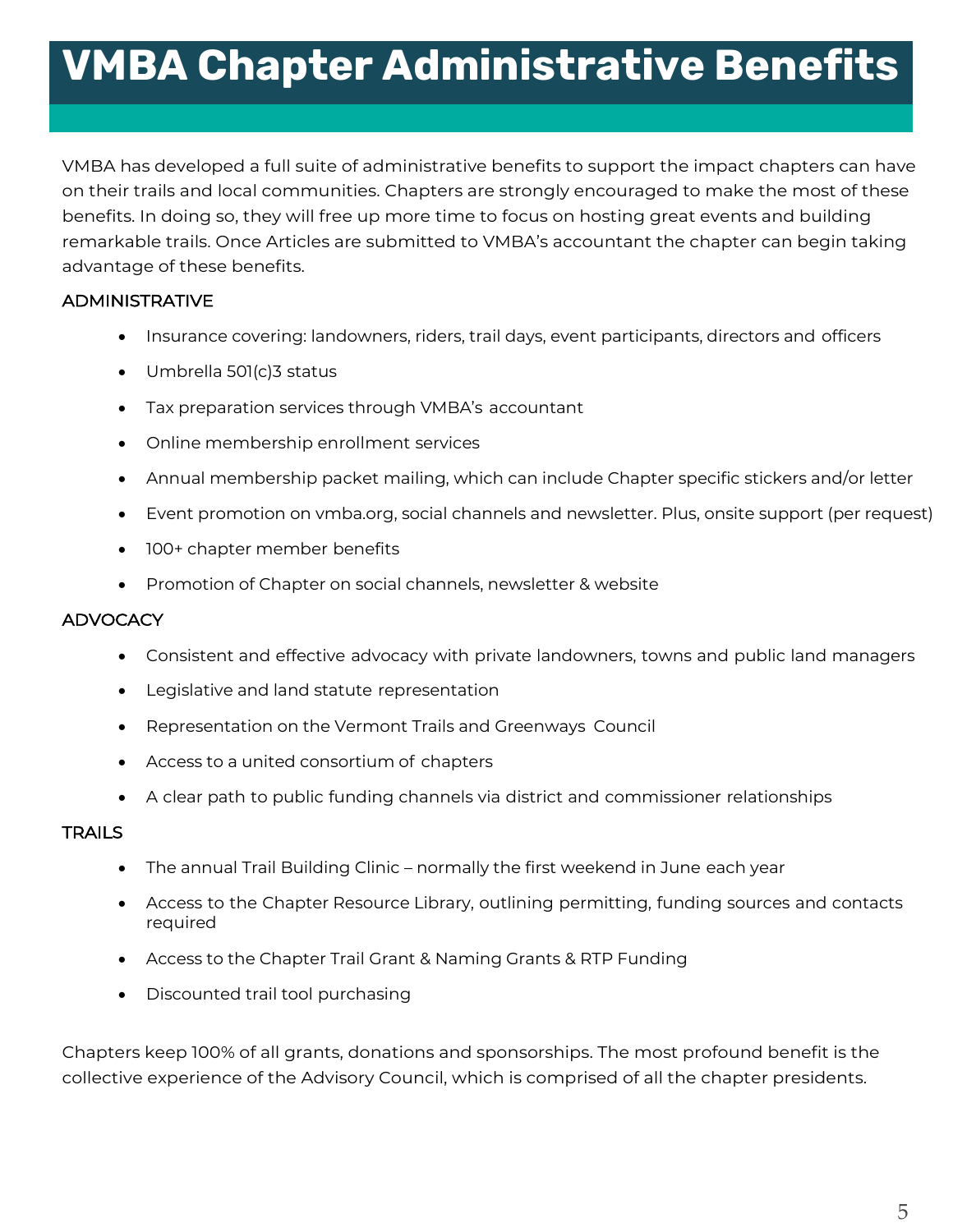# VMBA Chapter Administrative Benefits

VMBA has developed a full suite of administrative benefits to support the impact chapters can have on their trails and local communities. Chapters are strongly encouraged to make the most of these benefits. In doing so, they will free up more time to focus on hosting great events and building remarkable trails. Once Articles are submitted to VMBA's accountant the chapter can begin taking advantage of these benefits.

ADMINISTRATIVE

- Insurance covering: landowners, riders, trail days, event participants, directors and officers
- Umbrella 501(c)3 status
- Tax preparation services through VMBA's accountant
- Online membership enrollment services
- Annual membership packet mailing, which can include Chapter specific stickers and/or letter
- Event promotion on vmba.org, social channels and newsletter. Plus, onsite support (per request)
- 100+ chapter member benefits
- Promotion of Chapter on social channels, newsletter & website

ADVOCACY

- Consistent and effective advocacy with private landowners, towns and public land managers
- Legislative and land statute representation
- Representation on the Vermont Trails and Greenways Council
- Access to a united consortium of chapters
- A clear path to public funding channels via district and commissioner relationships

TRAILS

- The annual Trail Building Clinic – normally the first weekend in June each year
- Access to the Chapter Resource Library, outlining permitting, funding sources and contacts required
- Access to the Chapter Trail Grant & Naming Grants & RTP Funding
- Discounted trail tool purchasing

Chapters keep 100% of all grants, donations and sponsorships. The most profound benefit is the collective experience of the Advisory Council, which is comprised of all the chapter presidents.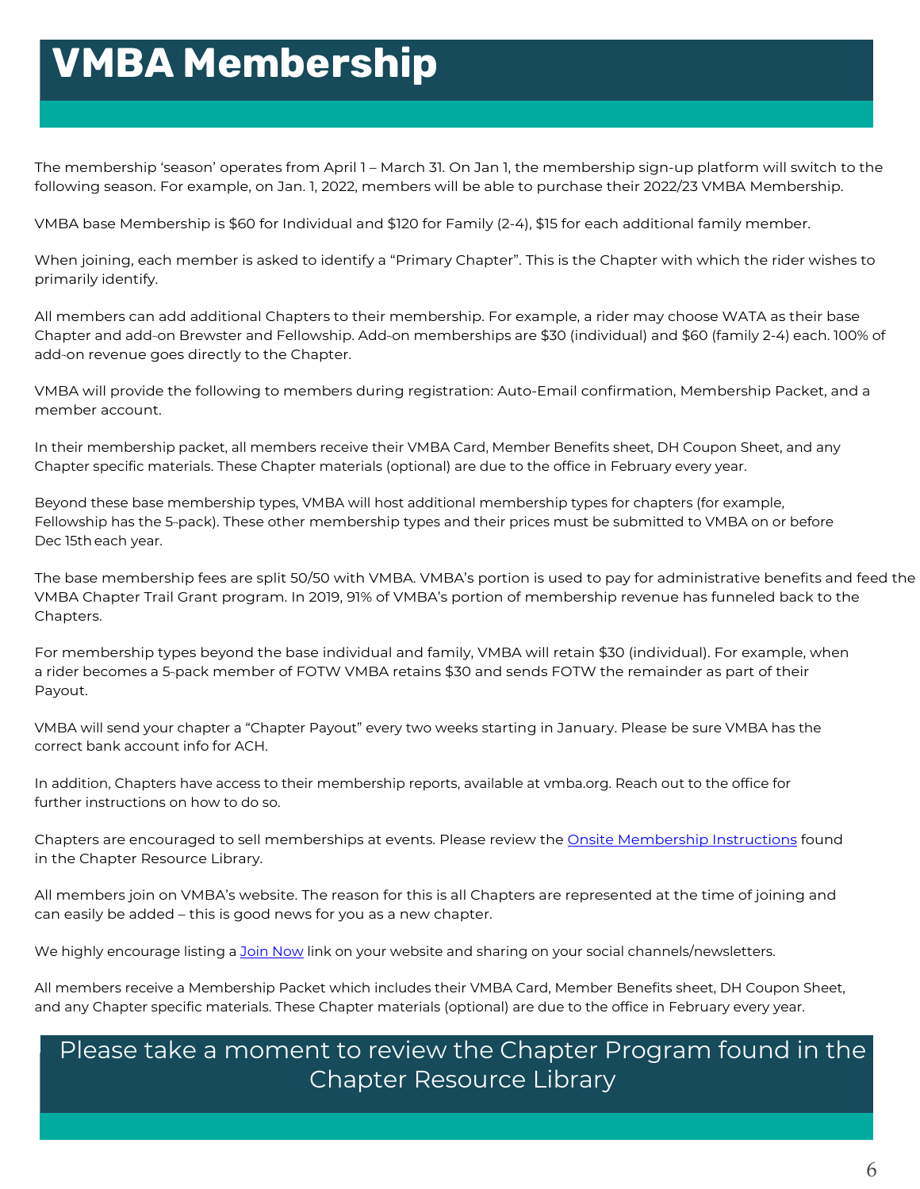# VMBA Membership

The membership 'season' operates from April 1 – March 31. On Jan 1, the membership sign-up platform will switch to the following season. For example, on Jan. 1, 2022, members will be able to purchase their 2022/23 VMBA Membership.

VMBA base Membership is $60 for Individual and $120 for Family (2-4), $15 for each additional family member.

When joining, each member is asked to identify a "Primary Chapter". This is the Chapter with which the rider wishes to primarily identify.

All members can add additional Chapters to their membership. For example, a rider may choose WATA as their base Chapter and add-on Brewster and Fellowship. Add-on memberships are $30 (individual) and $60 (family 2-4) each. 100% of add-on revenue goes directly to the Chapter.

VMBA will provide the following to members during registration: Auto-Email confirmation, Membership Packet, and a member account.

In their membership packet, all members receive their VMBA Card, Member Benefits sheet, DH Coupon Sheet, and any Chapter specific materials. These Chapter materials (optional) are due to the office in February every year.

Beyond these base membership types, VMBA will host additional membership types for chapters (for example, Fellowship has the 5-pack). These other membership types and their prices must be submitted to VMBA on or before Dec 15th each year.

The base membership fees are split 50/50 with VMBA. VMBA's portion is used to pay for administrative benefits and feed the VMBA Chapter Trail Grant program. In 2019, 91% of VMBA's portion of membership revenue has funneled back to the Chapters.

For membership types beyond the base individual and family, VMBA will retain $30 (individual). For example, when a rider becomes a 5-pack member of FOTW VMBA retains $30 and sends FOTW the remainder as part of their Payout.

VMBA will send your chapter a "Chapter Payout" every two weeks starting in January. Please be sure VMBA has the correct bank account info for ACH.

In addition, Chapters have access to their membership reports, available at vmba.org. Reach out to the office for further instructions on how to do so.

Chapters are encouraged to sell memberships at events. Please review the Onsite Membership Instructions found in the Chapter Resource Library.

All members join on VMBA's website. The reason for this is all Chapters are represented at the time of joining and can easily be added – this is good news for you as a new chapter.

We highly encourage listing a Join Now link on your website and sharing on your social channels/newsletters.

All members receive a Membership Packet which includes their VMBA Card, Member Benefits sheet, DH Coupon Sheet, and any Chapter specific materials. These Chapter materials (optional) are due to the office in February every year.

Please take a moment to review the Chapter Program found in the Chapter Resource Library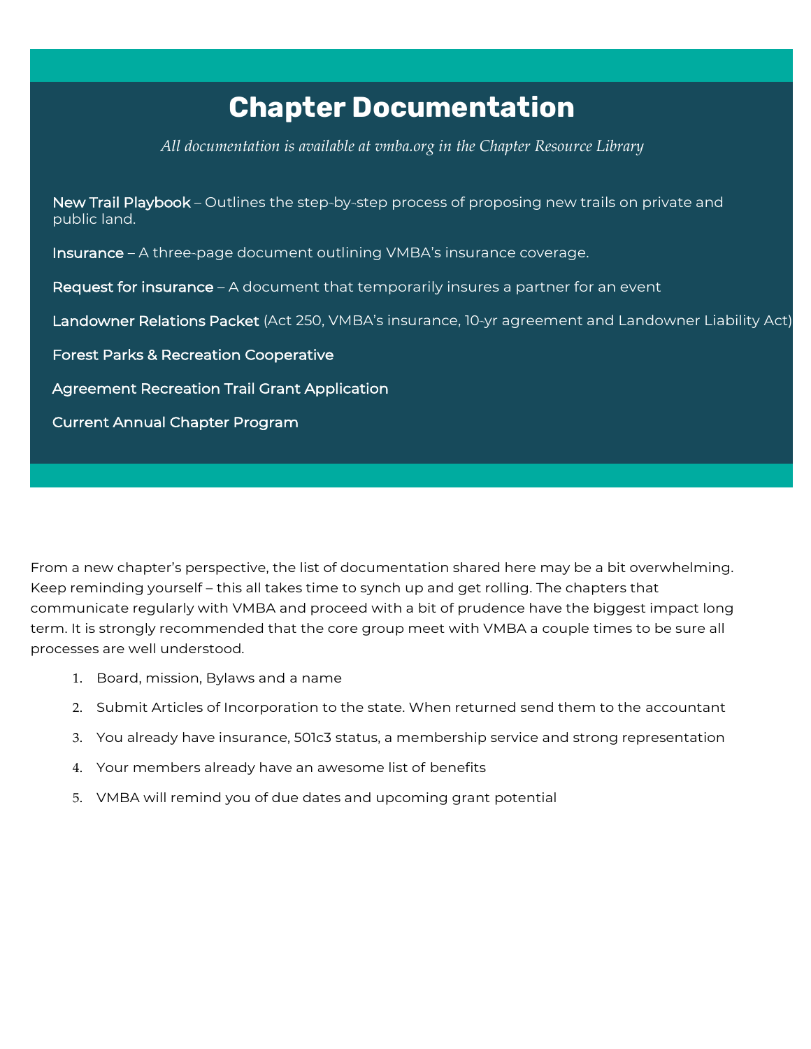# Chapter Documentation

*All documentation is available at vmba.org in the Chapter Resource Library*

**New Trail Playbook** – Outlines the step-by-step process of proposing new trails on private and public land.

**Insurance** – A three-page document outlining VMBA's insurance coverage.

**Request for insurance** – A document that temporarily insures a partner for an event

**Landowner Relations Packet** (Act 250, VMBA's insurance, 10-yr agreement and Landowner Liability Act)

**Forest Parks & Recreation Cooperative**

**Agreement Recreation Trail Grant Application**

**Current Annual Chapter Program**

From a new chapter's perspective, the list of documentation shared here may be a bit overwhelming. Keep reminding yourself – this all takes time to synch up and get rolling. The chapters that communicate regularly with VMBA and proceed with a bit of prudence have the biggest impact long term. It is strongly recommended that the core group meet with VMBA a couple times to be sure all processes are well understood.

1. Board, mission, Bylaws and a name
2. Submit Articles of Incorporation to the state. When returned send them to the accountant
3. You already have insurance, 501c3 status, a membership service and strong representation
4. Your members already have an awesome list of benefits
5. VMBA will remind you of due dates and upcoming grant potential